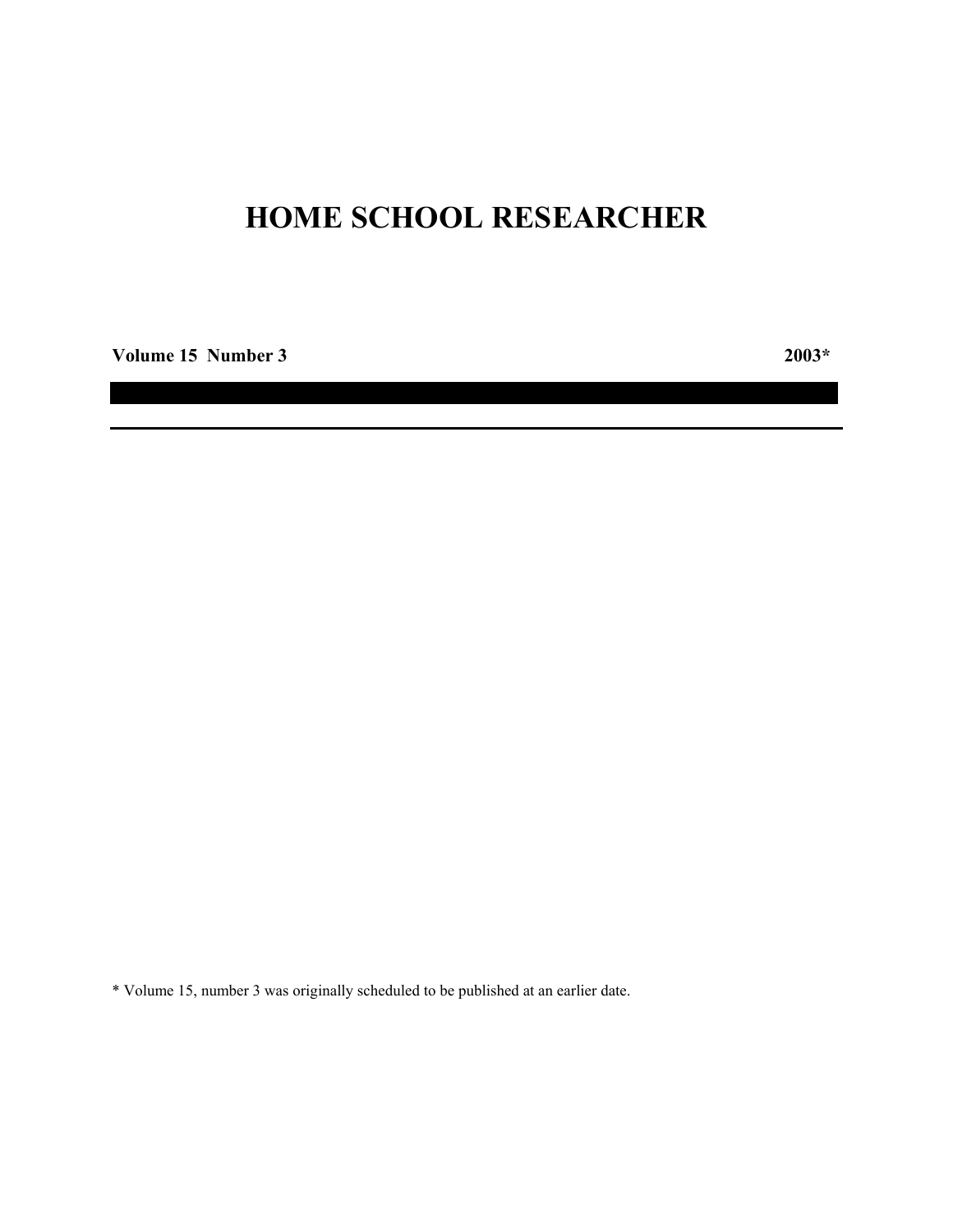# HOME SCHOOL RESEARCHER

**Volume 15 Number 3** **2003***

---

* Volume 15, number 3 was originally scheduled to be published at an earlier date.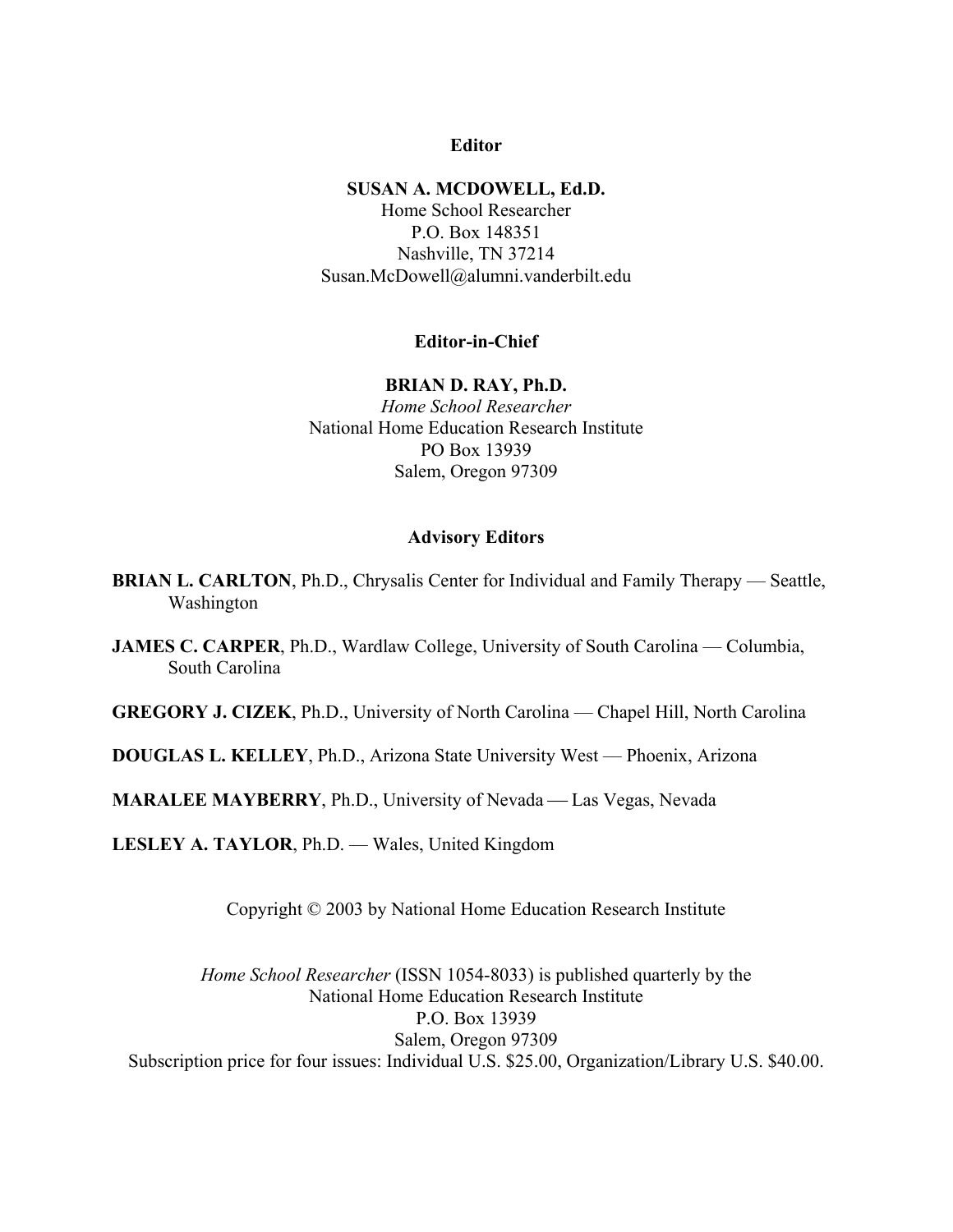**Editor**

**SUSAN A. MCDOWELL, Ed.D.**
Home School Researcher
P.O. Box 148351
Nashville, TN 37214
Susan.McDowell@alumni.vanderbilt.edu

**Editor-in-Chief**

**BRIAN D. RAY, Ph.D.**
*Home School Researcher*
National Home Education Research Institute
PO Box 13939
Salem, Oregon 97309

**Advisory Editors**

**BRIAN L. CARLTON**, Ph.D., Chrysalis Center for Individual and Family Therapy — Seattle, Washington

**JAMES C. CARPER**, Ph.D., Wardlaw College, University of South Carolina — Columbia, South Carolina

**GREGORY J. CIZEK**, Ph.D., University of North Carolina — Chapel Hill, North Carolina

**DOUGLAS L. KELLEY**, Ph.D., Arizona State University West — Phoenix, Arizona

**MARALEE MAYBERRY**, Ph.D., University of Nevada — Las Vegas, Nevada

**LESLEY A. TAYLOR**, Ph.D. — Wales, United Kingdom

Copyright © 2003 by National Home Education Research Institute

*Home School Researcher* (ISSN 1054-8033) is published quarterly by the
National Home Education Research Institute
P.O. Box 13939
Salem, Oregon 97309
Subscription price for four issues: Individual U.S. $25.00, Organization/Library U.S. $40.00.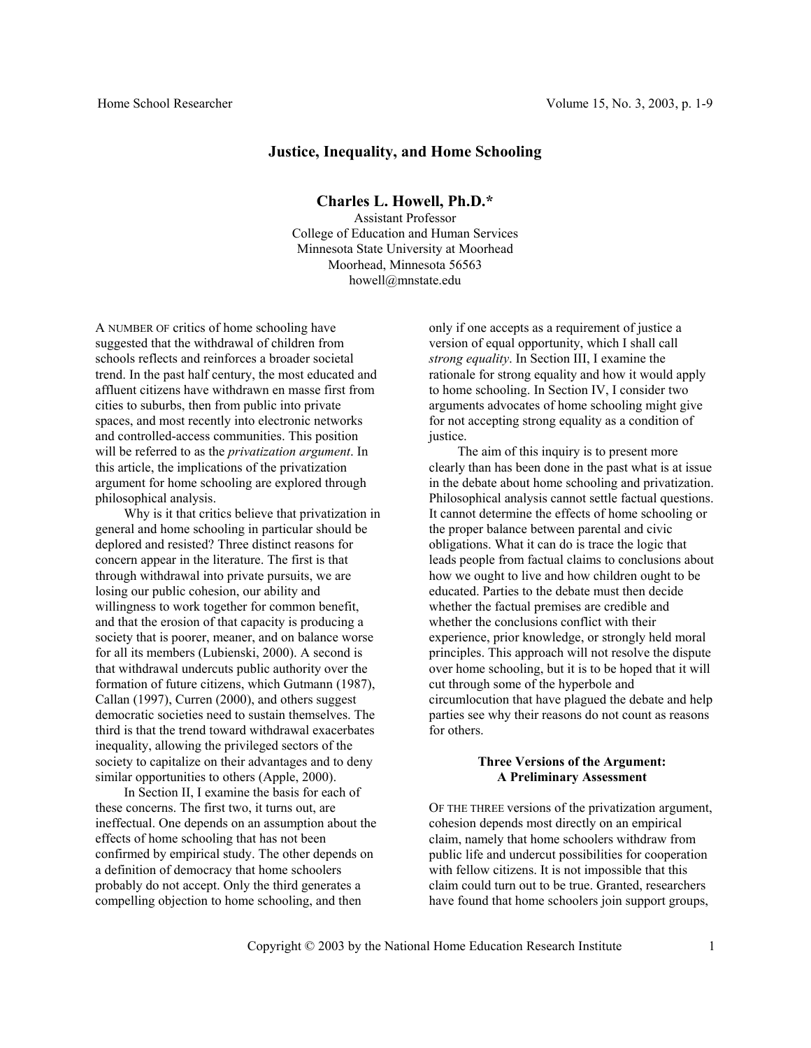# Justice, Inequality, and Home Schooling

**Charles L. Howell, Ph.D.***

Assistant Professor
College of Education and Human Services
Minnesota State University at Moorhead
Moorhead, Minnesota 56563
howell@mnstate.edu

A NUMBER OF critics of home schooling have suggested that the withdrawal of children from schools reflects and reinforces a broader societal trend. In the past half century, the most educated and affluent citizens have withdrawn en masse first from cities to suburbs, then from public into private spaces, and most recently into electronic networks and controlled-access communities. This position will be referred to as the *privatization argument*. In this article, the implications of the privatization argument for home schooling are explored through philosophical analysis.

Why is it that critics believe that privatization in general and home schooling in particular should be deplored and resisted? Three distinct reasons for concern appear in the literature. The first is that through withdrawal into private pursuits, we are losing our public cohesion, our ability and willingness to work together for common benefit, and that the erosion of that capacity is producing a society that is poorer, meaner, and on balance worse for all its members (Lubienski, 2000). A second is that withdrawal undercuts public authority over the formation of future citizens, which Gutmann (1987), Callan (1997), Curren (2000), and others suggest democratic societies need to sustain themselves. The third is that the trend toward withdrawal exacerbates inequality, allowing the privileged sectors of the society to capitalize on their advantages and to deny similar opportunities to others (Apple, 2000).

In Section II, I examine the basis for each of these concerns. The first two, it turns out, are ineffectual. One depends on an assumption about the effects of home schooling that has not been confirmed by empirical study. The other depends on a definition of democracy that home schoolers probably do not accept. Only the third generates a compelling objection to home schooling, and then only if one accepts as a requirement of justice a version of equal opportunity, which I shall call *strong equality*. In Section III, I examine the rationale for strong equality and how it would apply to home schooling. In Section IV, I consider two arguments advocates of home schooling might give for not accepting strong equality as a condition of justice.

The aim of this inquiry is to present more clearly than has been done in the past what is at issue in the debate about home schooling and privatization. Philosophical analysis cannot settle factual questions. It cannot determine the effects of home schooling or the proper balance between parental and civic obligations. What it can do is trace the logic that leads people from factual claims to conclusions about how we ought to live and how children ought to be educated. Parties to the debate must then decide whether the factual premises are credible and whether the conclusions conflict with their experience, prior knowledge, or strongly held moral principles. This approach will not resolve the dispute over home schooling, but it is to be hoped that it will cut through some of the hyperbole and circumlocution that have plagued the debate and help parties see why their reasons do not count as reasons for others.

## Three Versions of the Argument: A Preliminary Assessment

OF THE THREE versions of the privatization argument, cohesion depends most directly on an empirical claim, namely that home schoolers withdraw from public life and undercut possibilities for cooperation with fellow citizens. It is not impossible that this claim could turn out to be true. Granted, researchers have found that home schoolers join support groups,

Copyright © 2003 by the National Home Education Research Institute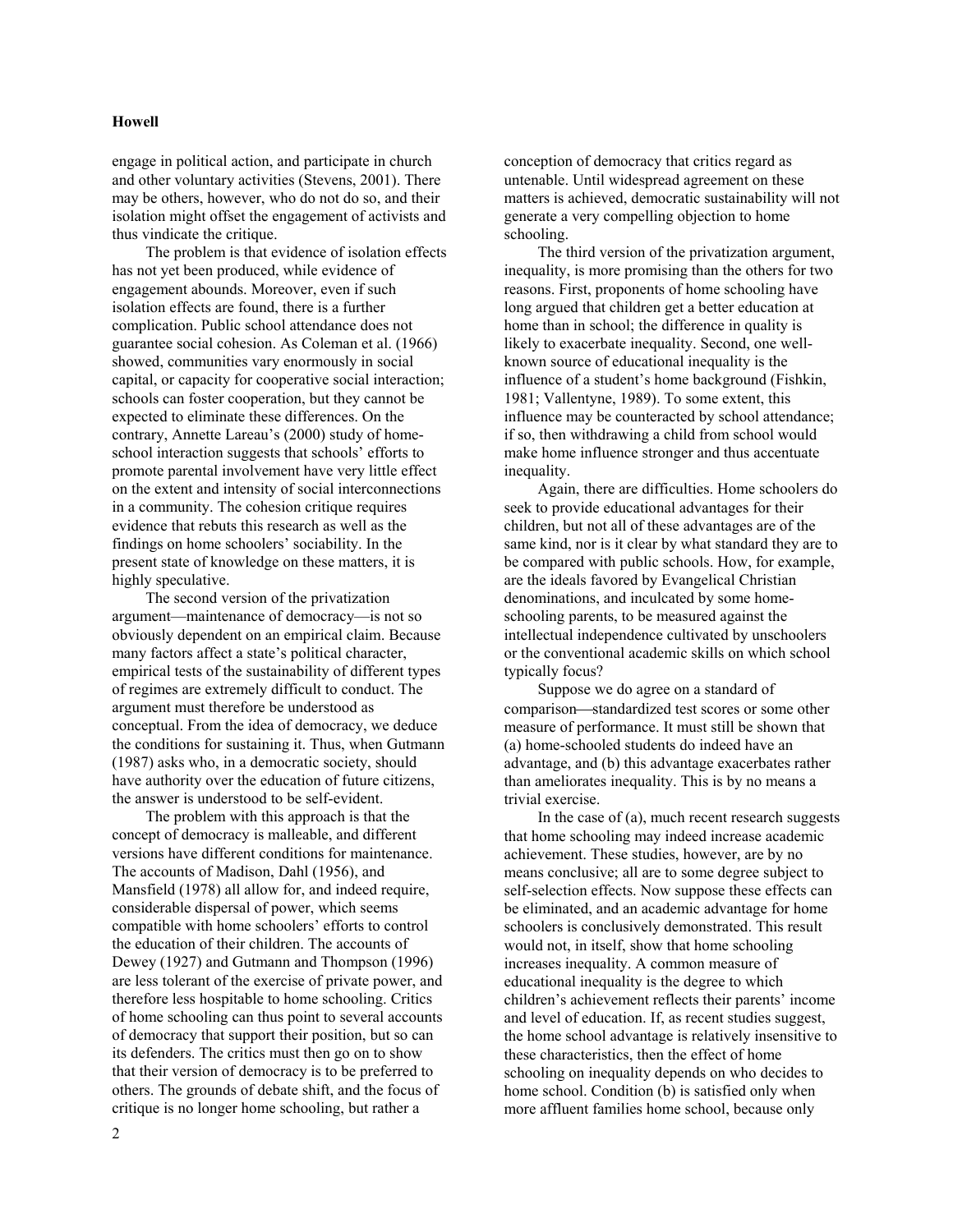engage in political action, and participate in church and other voluntary activities (Stevens, 2001). There may be others, however, who do not do so, and their isolation might offset the engagement of activists and thus vindicate the critique.

The problem is that evidence of isolation effects has not yet been produced, while evidence of engagement abounds. Moreover, even if such isolation effects are found, there is a further complication. Public school attendance does not guarantee social cohesion. As Coleman et al. (1966) showed, communities vary enormously in social capital, or capacity for cooperative social interaction; schools can foster cooperation, but they cannot be expected to eliminate these differences. On the contrary, Annette Lareau's (2000) study of home-school interaction suggests that schools' efforts to promote parental involvement have very little effect on the extent and intensity of social interconnections in a community. The cohesion critique requires evidence that rebuts this research as well as the findings on home schoolers' sociability. In the present state of knowledge on these matters, it is highly speculative.

The second version of the privatization argument—maintenance of democracy—is not so obviously dependent on an empirical claim. Because many factors affect a state's political character, empirical tests of the sustainability of different types of regimes are extremely difficult to conduct. The argument must therefore be understood as conceptual. From the idea of democracy, we deduce the conditions for sustaining it. Thus, when Gutmann (1987) asks who, in a democratic society, should have authority over the education of future citizens, the answer is understood to be self-evident.

The problem with this approach is that the concept of democracy is malleable, and different versions have different conditions for maintenance. The accounts of Madison, Dahl (1956), and Mansfield (1978) all allow for, and indeed require, considerable dispersal of power, which seems compatible with home schoolers' efforts to control the education of their children. The accounts of Dewey (1927) and Gutmann and Thompson (1996) are less tolerant of the exercise of private power, and therefore less hospitable to home schooling. Critics of home schooling can thus point to several accounts of democracy that support their position, but so can its defenders. The critics must then go on to show that their version of democracy is to be preferred to others. The grounds of debate shift, and the focus of critique is no longer home schooling, but rather a conception of democracy that critics regard as untenable. Until widespread agreement on these matters is achieved, democratic sustainability will not generate a very compelling objection to home schooling.

The third version of the privatization argument, inequality, is more promising than the others for two reasons. First, proponents of home schooling have long argued that children get a better education at home than in school; the difference in quality is likely to exacerbate inequality. Second, one well-known source of educational inequality is the influence of a student's home background (Fishkin, 1981; Vallentyne, 1989). To some extent, this influence may be counteracted by school attendance; if so, then withdrawing a child from school would make home influence stronger and thus accentuate inequality.

Again, there are difficulties. Home schoolers do seek to provide educational advantages for their children, but not all of these advantages are of the same kind, nor is it clear by what standard they are to be compared with public schools. How, for example, are the ideals favored by Evangelical Christian denominations, and inculcated by some home-schooling parents, to be measured against the intellectual independence cultivated by unschoolers or the conventional academic skills on which school typically focus?

Suppose we do agree on a standard of comparison—standardized test scores or some other measure of performance. It must still be shown that (a) home-schooled students do indeed have an advantage, and (b) this advantage exacerbates rather than ameliorates inequality. This is by no means a trivial exercise.

In the case of (a), much recent research suggests that home schooling may indeed increase academic achievement. These studies, however, are by no means conclusive; all are to some degree subject to self-selection effects. Now suppose these effects can be eliminated, and an academic advantage for home schoolers is conclusively demonstrated. This result would not, in itself, show that home schooling increases inequality. A common measure of educational inequality is the degree to which children's achievement reflects their parents' income and level of education. If, as recent studies suggest, the home school advantage is relatively insensitive to these characteristics, then the effect of home schooling on inequality depends on who decides to home school. Condition (b) is satisfied only when more affluent families home school, because only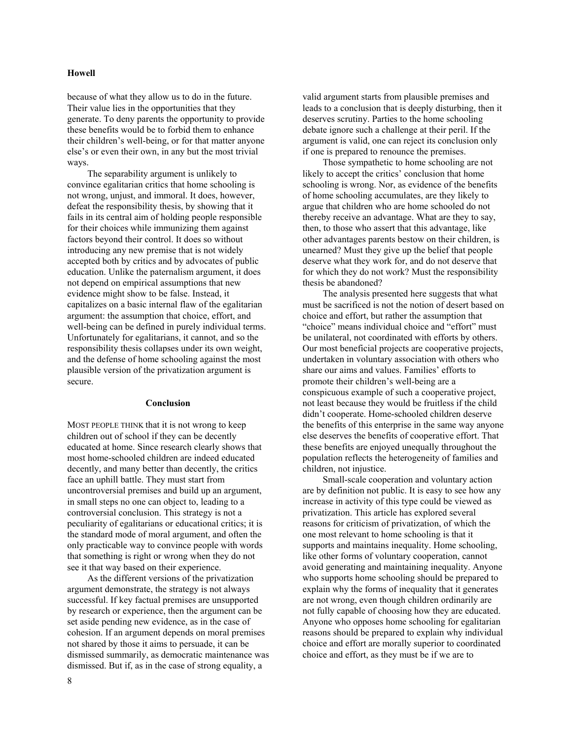because of what they allow us to do in the future. Their value lies in the opportunities that they generate. To deny parents the opportunity to provide these benefits would be to forbid them to enhance their children's well-being, or for that matter anyone else's or even their own, in any but the most trivial ways.

The separability argument is unlikely to convince egalitarian critics that home schooling is not wrong, unjust, and immoral. It does, however, defeat the responsibility thesis, by showing that it fails in its central aim of holding people responsible for their choices while immunizing them against factors beyond their control. It does so without introducing any new premise that is not widely accepted both by critics and by advocates of public education. Unlike the paternalism argument, it does not depend on empirical assumptions that new evidence might show to be false. Instead, it capitalizes on a basic internal flaw of the egalitarian argument: the assumption that choice, effort, and well-being can be defined in purely individual terms. Unfortunately for egalitarians, it cannot, and so the responsibility thesis collapses under its own weight, and the defense of home schooling against the most plausible version of the privatization argument is secure.

## Conclusion

MOST PEOPLE THINK that it is not wrong to keep children out of school if they can be decently educated at home. Since research clearly shows that most home-schooled children are indeed educated decently, and many better than decently, the critics face an uphill battle. They must start from uncontroversial premises and build up an argument, in small steps no one can object to, leading to a controversial conclusion. This strategy is not a peculiarity of egalitarians or educational critics; it is the standard mode of moral argument, and often the only practicable way to convince people with words that something is right or wrong when they do not see it that way based on their experience.

As the different versions of the privatization argument demonstrate, the strategy is not always successful. If key factual premises are unsupported by research or experience, then the argument can be set aside pending new evidence, as in the case of cohesion. If an argument depends on moral premises not shared by those it aims to persuade, it can be dismissed summarily, as democratic maintenance was dismissed. But if, as in the case of strong equality, a valid argument starts from plausible premises and leads to a conclusion that is deeply disturbing, then it deserves scrutiny. Parties to the home schooling debate ignore such a challenge at their peril. If the argument is valid, one can reject its conclusion only if one is prepared to renounce the premises.

Those sympathetic to home schooling are not likely to accept the critics' conclusion that home schooling is wrong. Nor, as evidence of the benefits of home schooling accumulates, are they likely to argue that children who are home schooled do not thereby receive an advantage. What are they to say, then, to those who assert that this advantage, like other advantages parents bestow on their children, is unearned? Must they give up the belief that people deserve what they work for, and do not deserve that for which they do not work? Must the responsibility thesis be abandoned?

The analysis presented here suggests that what must be sacrificed is not the notion of desert based on choice and effort, but rather the assumption that "choice" means individual choice and "effort" must be unilateral, not coordinated with efforts by others. Our most beneficial projects are cooperative projects, undertaken in voluntary association with others who share our aims and values. Families' efforts to promote their children's well-being are a conspicuous example of such a cooperative project, not least because they would be fruitless if the child didn't cooperate. Home-schooled children deserve the benefits of this enterprise in the same way anyone else deserves the benefits of cooperative effort. That these benefits are enjoyed unequally throughout the population reflects the heterogeneity of families and children, not injustice.

Small-scale cooperation and voluntary action are by definition not public. It is easy to see how any increase in activity of this type could be viewed as privatization. This article has explored several reasons for criticism of privatization, of which the one most relevant to home schooling is that it supports and maintains inequality. Home schooling, like other forms of voluntary cooperation, cannot avoid generating and maintaining inequality. Anyone who supports home schooling should be prepared to explain why the forms of inequality that it generates are not wrong, even though children ordinarily are not fully capable of choosing how they are educated. Anyone who opposes home schooling for egalitarian reasons should be prepared to explain why individual choice and effort are morally superior to coordinated choice and effort, as they must be if we are to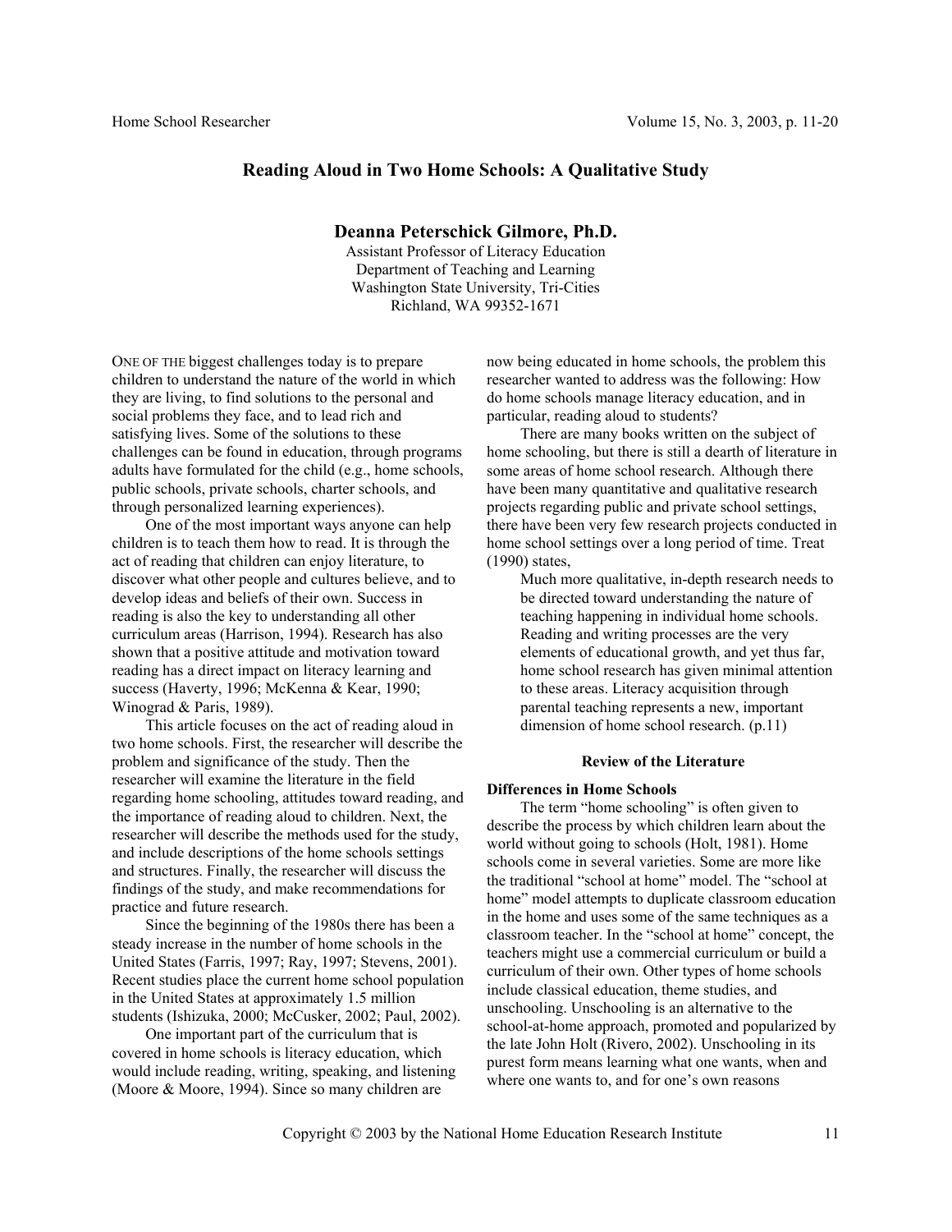# Reading Aloud in Two Home Schools: A Qualitative Study

**Deanna Peterschick Gilmore, Ph.D.**
Assistant Professor of Literacy Education
Department of Teaching and Learning
Washington State University, Tri-Cities
Richland, WA 99352-1671

ONE OF THE biggest challenges today is to prepare children to understand the nature of the world in which they are living, to find solutions to the personal and social problems they face, and to lead rich and satisfying lives. Some of the solutions to these challenges can be found in education, through programs adults have formulated for the child (e.g., home schools, public schools, private schools, charter schools, and through personalized learning experiences).

One of the most important ways anyone can help children is to teach them how to read. It is through the act of reading that children can enjoy literature, to discover what other people and cultures believe, and to develop ideas and beliefs of their own. Success in reading is also the key to understanding all other curriculum areas (Harrison, 1994). Research has also shown that a positive attitude and motivation toward reading has a direct impact on literacy learning and success (Haverty, 1996; McKenna & Kear, 1990; Winograd & Paris, 1989).

This article focuses on the act of reading aloud in two home schools. First, the researcher will describe the problem and significance of the study. Then the researcher will examine the literature in the field regarding home schooling, attitudes toward reading, and the importance of reading aloud to children. Next, the researcher will describe the methods used for the study, and include descriptions of the home schools settings and structures. Finally, the researcher will discuss the findings of the study, and make recommendations for practice and future research.

Since the beginning of the 1980s there has been a steady increase in the number of home schools in the United States (Farris, 1997; Ray, 1997; Stevens, 2001). Recent studies place the current home school population in the United States at approximately 1.5 million students (Ishizuka, 2000; McCusker, 2002; Paul, 2002).

One important part of the curriculum that is covered in home schools is literacy education, which would include reading, writing, speaking, and listening (Moore & Moore, 1994). Since so many children are now being educated in home schools, the problem this researcher wanted to address was the following: How do home schools manage literacy education, and in particular, reading aloud to students?

There are many books written on the subject of home schooling, but there is still a dearth of literature in some areas of home school research. Although there have been many quantitative and qualitative research projects regarding public and private school settings, there have been very few research projects conducted in home school settings over a long period of time. Treat (1990) states,

> Much more qualitative, in-depth research needs to be directed toward understanding the nature of teaching happening in individual home schools. Reading and writing processes are the very elements of educational growth, and yet thus far, home school research has given minimal attention to these areas. Literacy acquisition through parental teaching represents a new, important dimension of home school research. (p.11)

## Review of the Literature

### Differences in Home Schools

The term "home schooling" is often given to describe the process by which children learn about the world without going to schools (Holt, 1981). Home schools come in several varieties. Some are more like the traditional "school at home" model. The "school at home" model attempts to duplicate classroom education in the home and uses some of the same techniques as a classroom teacher. In the "school at home" concept, the teachers might use a commercial curriculum or build a curriculum of their own. Other types of home schools include classical education, theme studies, and unschooling. Unschooling is an alternative to the school-at-home approach, promoted and popularized by the late John Holt (Rivero, 2002). Unschooling in its purest form means learning what one wants, when and where one wants to, and for one's own reasons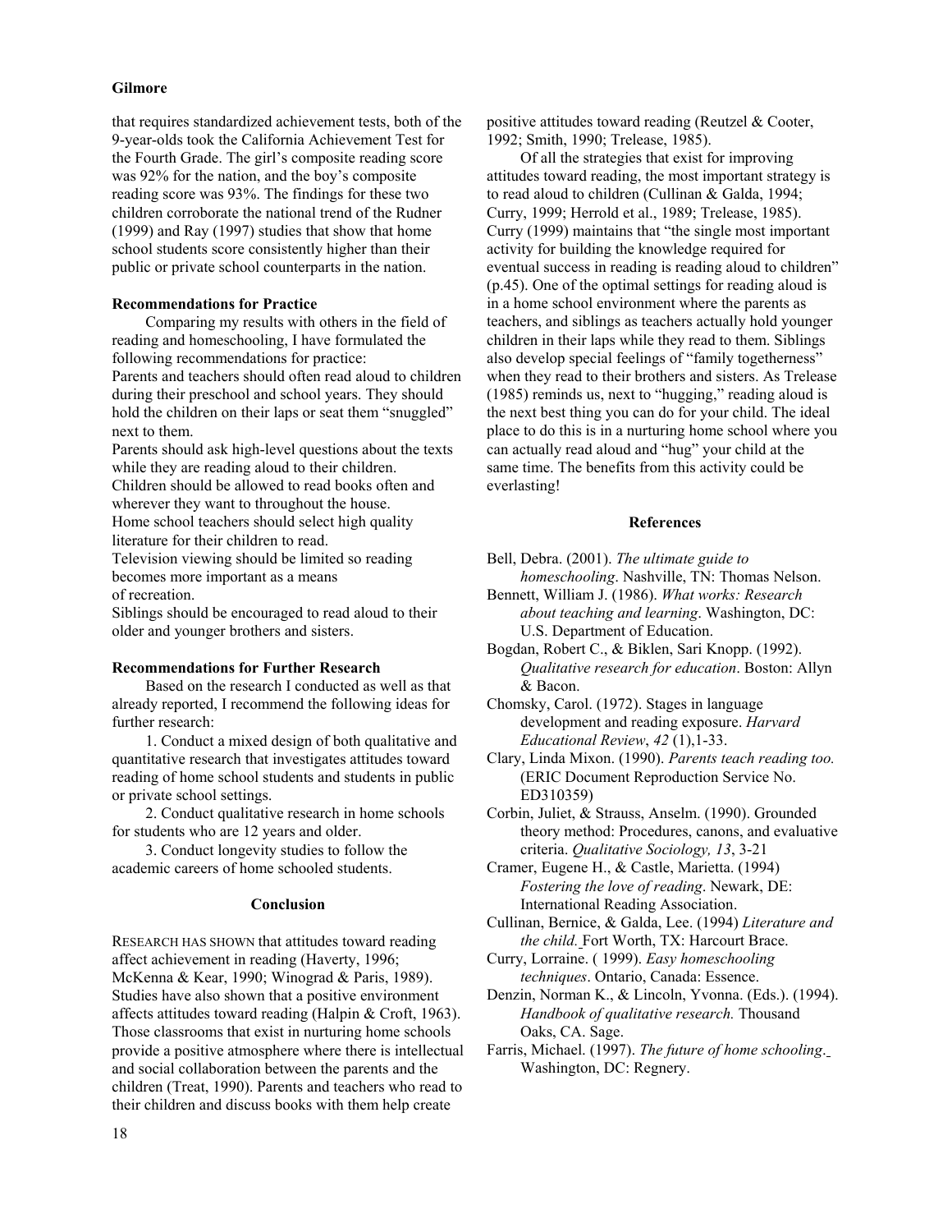that requires standardized achievement tests, both of the 9-year-olds took the California Achievement Test for the Fourth Grade. The girl's composite reading score was 92% for the nation, and the boy's composite reading score was 93%. The findings for these two children corroborate the national trend of the Rudner (1999) and Ray (1997) studies that show that home school students score consistently higher than their public or private school counterparts in the nation.

### Recommendations for Practice

Comparing my results with others in the field of reading and homeschooling, I have formulated the following recommendations for practice:

Parents and teachers should often read aloud to children during their preschool and school years. They should hold the children on their laps or seat them "snuggled" next to them.

Parents should ask high-level questions about the texts while they are reading aloud to their children.

Children should be allowed to read books often and wherever they want to throughout the house.

Home school teachers should select high quality literature for their children to read.

Television viewing should be limited so reading becomes more important as a means of recreation.

Siblings should be encouraged to read aloud to their older and younger brothers and sisters.

### Recommendations for Further Research

Based on the research I conducted as well as that already reported, I recommend the following ideas for further research:

1. Conduct a mixed design of both qualitative and quantitative research that investigates attitudes toward reading of home school students and students in public or private school settings.

2. Conduct qualitative research in home schools for students who are 12 years and older.

3. Conduct longevity studies to follow the academic careers of home schooled students.

## Conclusion

RESEARCH HAS SHOWN that attitudes toward reading affect achievement in reading (Haverty, 1996; McKenna & Kear, 1990; Winograd & Paris, 1989). Studies have also shown that a positive environment affects attitudes toward reading (Halpin & Croft, 1963). Those classrooms that exist in nurturing home schools provide a positive atmosphere where there is intellectual and social collaboration between the parents and the children (Treat, 1990). Parents and teachers who read to their children and discuss books with them help create positive attitudes toward reading (Reutzel & Cooter, 1992; Smith, 1990; Trelease, 1985).

Of all the strategies that exist for improving attitudes toward reading, the most important strategy is to read aloud to children (Cullinan & Galda, 1994; Curry, 1999; Herrold et al., 1989; Trelease, 1985). Curry (1999) maintains that "the single most important activity for building the knowledge required for eventual success in reading is reading aloud to children" (p.45). One of the optimal settings for reading aloud is in a home school environment where the parents as teachers, and siblings as teachers actually hold younger children in their laps while they read to them. Siblings also develop special feelings of "family togetherness" when they read to their brothers and sisters. As Trelease (1985) reminds us, next to "hugging," reading aloud is the next best thing you can do for your child. The ideal place to do this is in a nurturing home school where you can actually read aloud and "hug" your child at the same time. The benefits from this activity could be everlasting!

## References

Bell, Debra. (2001). *The ultimate guide to homeschooling*. Nashville, TN: Thomas Nelson.

Bennett, William J. (1986). *What works: Research about teaching and learning*. Washington, DC: U.S. Department of Education.

Bogdan, Robert C., & Biklen, Sari Knopp. (1992). *Qualitative research for education*. Boston: Allyn & Bacon.

Chomsky, Carol. (1972). Stages in language development and reading exposure. *Harvard Educational Review*, *42* (1),1-33.

Clary, Linda Mixon. (1990). *Parents teach reading too.* (ERIC Document Reproduction Service No. ED310359)

Corbin, Juliet, & Strauss, Anselm. (1990). Grounded theory method: Procedures, canons, and evaluative criteria. *Qualitative Sociology, 13*, 3-21

Cramer, Eugene H., & Castle, Marietta. (1994) *Fostering the love of reading*. Newark, DE: International Reading Association.

Cullinan, Bernice, & Galda, Lee. (1994) *Literature and the child.* Fort Worth, TX: Harcourt Brace.

Curry, Lorraine. ( 1999). *Easy homeschooling techniques*. Ontario, Canada: Essence.

Denzin, Norman K., & Lincoln, Yvonna. (Eds.). (1994). *Handbook of qualitative research.* Thousand Oaks, CA. Sage.

Farris, Michael. (1997). *The future of home schooling*. Washington, DC: Regnery.